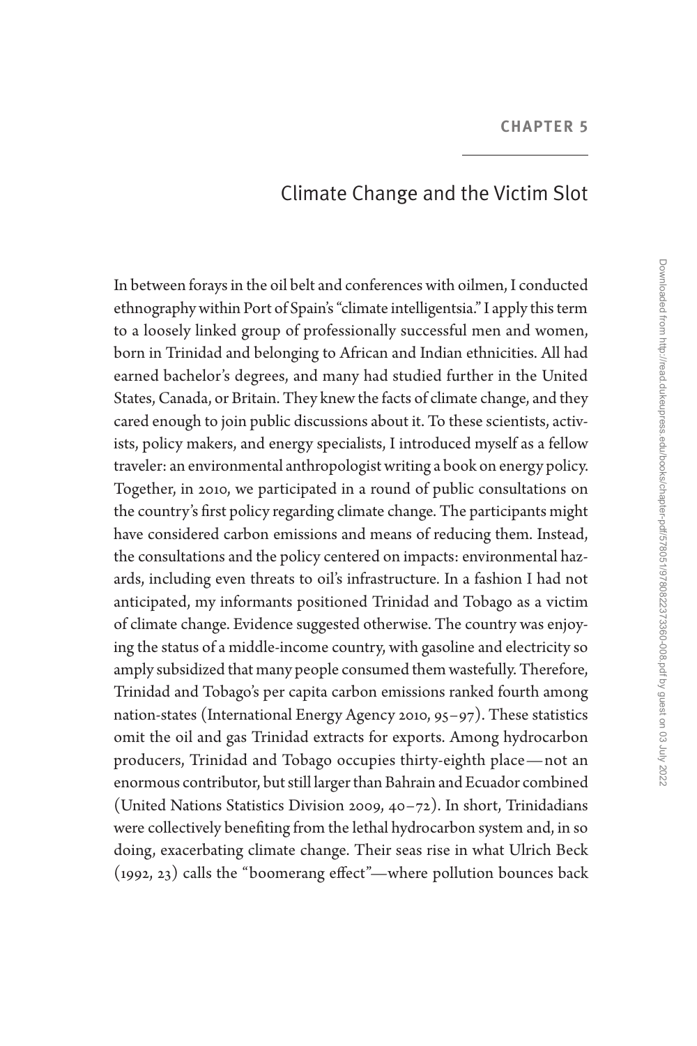CHAPTER 5

# Climate Change and the Victim Slot

In between forays in the oil belt and conferences with oilmen, I conducted ethnography within Port of Spain's "climate intelligentsia." I apply this term to a loosely linked group of professionally successful men and women, born in Trinidad and belonging to African and Indian ethnicities. All had earned bachelor's degrees, and many had studied further in the United States, Canada, or Britain. They knew the facts of climate change, and they cared enough to join public discussions about it. To these scientists, activists, policy makers, and energy specialists, I introduced myself as a fellow traveler: an environmental anthropologist writing a book on energy policy. Together, in 2010, we participated in a round of public consultations on the country's first policy regarding climate change. The participants might have considered carbon emissions and means of reducing them. Instead, the consultations and the policy centered on impacts: environmental hazards, including even threats to oil's infrastructure. In a fashion I had not anticipated, my informants positioned Trinidad and Tobago as a victim of climate change. Evidence suggested otherwise. The country was enjoying the status of a middle-income country, with gasoline and electricity so amply subsidized that many people consumed them wastefully. Therefore, Trinidad and Tobago's per capita carbon emissions ranked fourth among nation-states (International Energy Agency 2010, 95–97). These statistics omit the oil and gas Trinidad extracts for exports. Among hydrocarbon producers, Trinidad and Tobago occupies thirty-eighth place—not an enormous contributor, but still larger than Bahrain and Ecuador combined (United Nations Statistics Division 2009, 40–72). In short, Trinidadians were collectively benefiting from the lethal hydrocarbon system and, in so doing, exacerbating climate change. Their seas rise in what Ulrich Beck (1992, 23) calls the "boomerang effect"—where pollution bounces back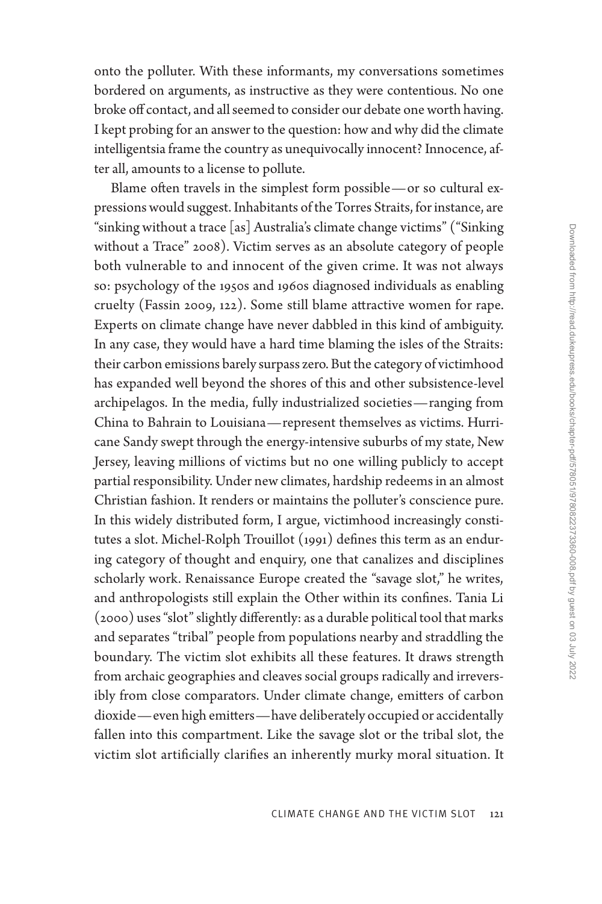onto the polluter. With these informants, my conversations sometimes bordered on arguments, as instructive as they were contentious. No one broke off contact, and all seemed to consider our debate one worth having. I kept probing for an answer to the question: how and why did the climate intelligentsia frame the country as unequivocally innocent? Innocence, after all, amounts to a license to pollute.

Blame often travels in the simplest form possible—or so cultural expressions would suggest. Inhabitants of the Torres Straits, for instance, are "sinking without a trace [as] Australia's climate change victims" ("Sinking without a Trace" 2008). Victim serves as an absolute category of people both vulnerable to and innocent of the given crime. It was not always so: psychology of the 1950s and 1960s diagnosed individuals as enabling cruelty (Fassin 2009, 122). Some still blame attractive women for rape. Experts on climate change have never dabbled in this kind of ambiguity. In any case, they would have a hard time blaming the isles of the Straits: their carbon emissions barely surpass zero. But the category of victimhood has expanded well beyond the shores of this and other subsistence-level archipelagos. In the media, fully industrialized societies—ranging from China to Bahrain to Louisiana—represent themselves as victims. Hurricane Sandy swept through the energy-intensive suburbs of my state, New Jersey, leaving millions of victims but no one willing publicly to accept partial responsibility. Under new climates, hardship redeems in an almost Christian fashion. It renders or maintains the polluter's conscience pure. In this widely distributed form, I argue, victimhood increasingly constitutes a slot. Michel-Rolph Trouillot (1991) defines this term as an enduring category of thought and enquiry, one that canalizes and disciplines scholarly work. Renaissance Europe created the "savage slot," he writes, and anthropologists still explain the Other within its confines. Tania Li (2000) uses "slot" slightly differently: as a durable political tool that marks and separates "tribal" people from populations nearby and straddling the boundary. The victim slot exhibits all these features. It draws strength from archaic geographies and cleaves social groups radically and irreversibly from close comparators. Under climate change, emitters of carbon dioxide—even high emitters—have deliberately occupied or accidentally fallen into this compartment. Like the savage slot or the tribal slot, the victim slot artificially clarifies an inherently murky moral situation. It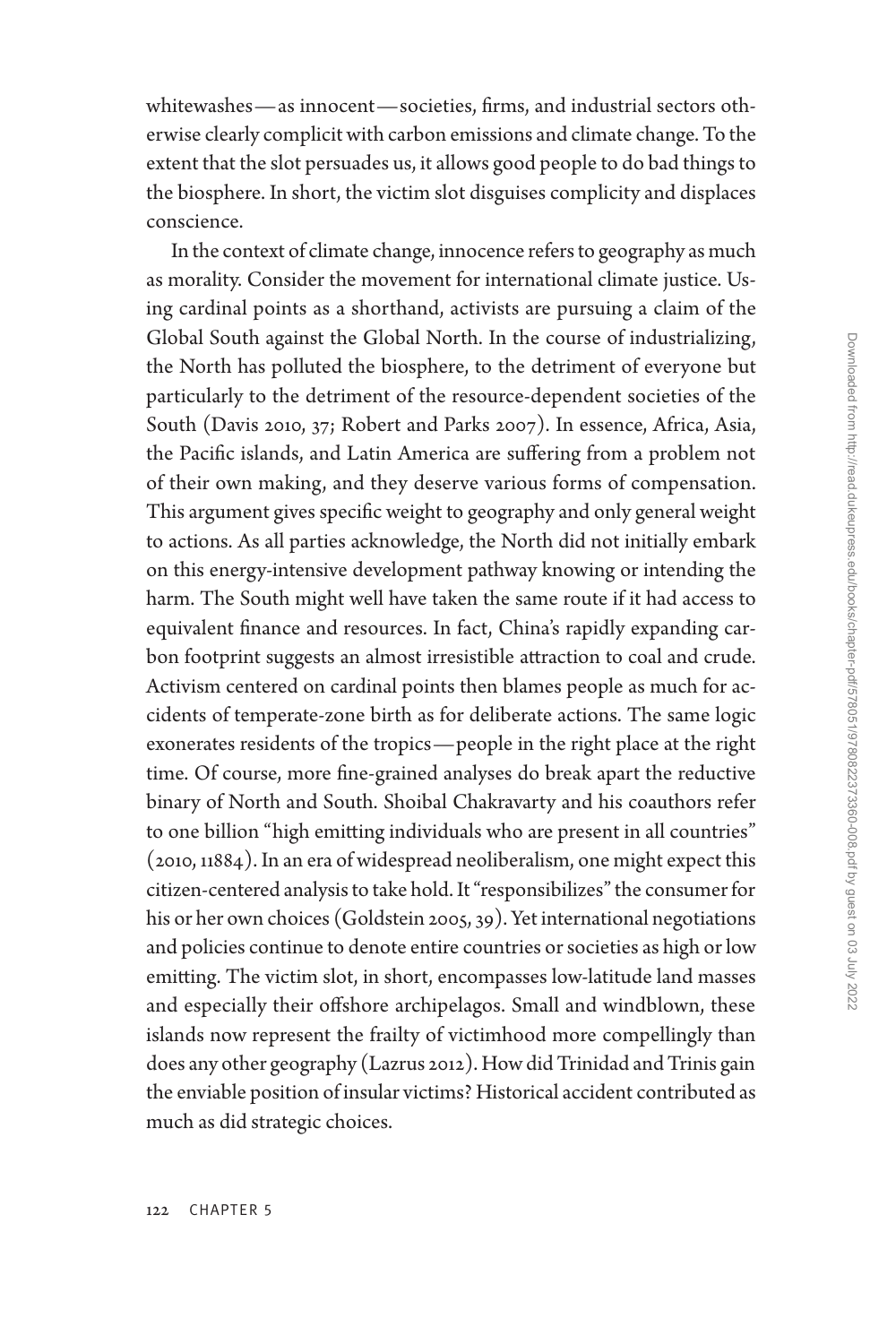whitewashes—as innocent—societies, firms, and industrial sectors otherwise clearly complicit with carbon emissions and climate change. To the extent that the slot persuades us, it allows good people to do bad things to the biosphere. In short, the victim slot disguises complicity and displaces conscience.

In the context of climate change, innocence refers to geography as much as morality. Consider the movement for international climate justice. Using cardinal points as a shorthand, activists are pursuing a claim of the Global South against the Global North. In the course of industrializing, the North has polluted the biosphere, to the detriment of everyone but particularly to the detriment of the resource-dependent societies of the South (Davis 2010, 37; Robert and Parks 2007). In essence, Africa, Asia, the Pacific islands, and Latin America are suffering from a problem not of their own making, and they deserve various forms of compensation. This argument gives specific weight to geography and only general weight to actions. As all parties acknowledge, the North did not initially embark on this energy-intensive development pathway knowing or intending the harm. The South might well have taken the same route if it had access to equivalent finance and resources. In fact, China's rapidly expanding carbon footprint suggests an almost irresistible attraction to coal and crude. Activism centered on cardinal points then blames people as much for accidents of temperate-zone birth as for deliberate actions. The same logic exonerates residents of the tropics—people in the right place at the right time. Of course, more fine-grained analyses do break apart the reductive binary of North and South. Shoibal Chakravarty and his coauthors refer to one billion "high emitting individuals who are present in all countries" (2010, 11884). In an era of widespread neoliberalism, one might expect this citizen-centered analysis to take hold. It "responsibilizes" the consumer for his or her own choices (Goldstein 2005, 39). Yet international negotiations and policies continue to denote entire countries or societies as high or low emitting. The victim slot, in short, encompasses low-latitude land masses and especially their offshore archipelagos. Small and windblown, these islands now represent the frailty of victimhood more compellingly than does any other geography (Lazrus 2012). How did Trinidad and Trinis gain the enviable position of insular victims? Historical accident contributed as much as did strategic choices.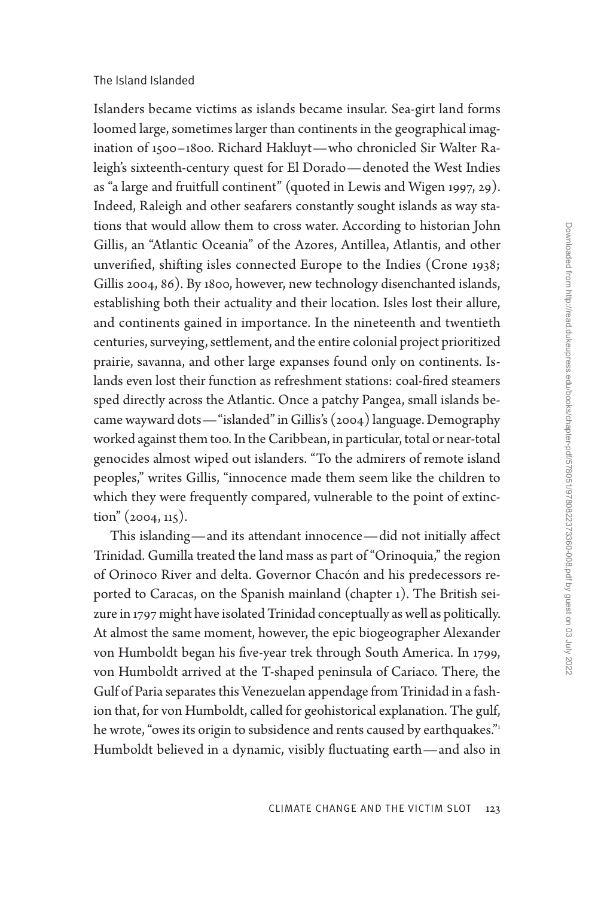## The Island Islanded

Islanders became victims as islands became insular. Sea-girt land forms loomed large, sometimes larger than continents in the geographical imagination of 1500–1800. Richard Hakluyt—who chronicled Sir Walter Raleigh's sixteenth-century quest for El Dorado—denoted the West Indies as "a large and fruitfull continent" (quoted in Lewis and Wigen 1997, 29). Indeed, Raleigh and other seafarers constantly sought islands as way stations that would allow them to cross water. According to historian John Gillis, an "Atlantic Oceania" of the Azores, Antillea, Atlantis, and other unverified, shifting isles connected Europe to the Indies (Crone 1938; Gillis 2004, 86). By 1800, however, new technology disenchanted islands, establishing both their actuality and their location. Isles lost their allure, and continents gained in importance. In the nineteenth and twentieth centuries, surveying, settlement, and the entire colonial project prioritized prairie, savanna, and other large expanses found only on continents. Islands even lost their function as refreshment stations: coal-fired steamers sped directly across the Atlantic. Once a patchy Pangea, small islands became wayward dots—"islanded" in Gillis's (2004) language. Demography worked against them too. In the Caribbean, in particular, total or near-total genocides almost wiped out islanders. "To the admirers of remote island peoples," writes Gillis, "innocence made them seem like the children to which they were frequently compared, vulnerable to the point of extinction" (2004, 115).

This islanding—and its attendant innocence—did not initially affect Trinidad. Gumilla treated the land mass as part of "Orinoquia," the region of Orinoco River and delta. Governor Chacón and his predecessors reported to Caracas, on the Spanish mainland (chapter 1). The British seizure in 1797 might have isolated Trinidad conceptually as well as politically. At almost the same moment, however, the epic biogeographer Alexander von Humboldt began his five-year trek through South America. In 1799, von Humboldt arrived at the T-shaped peninsula of Cariaco. There, the Gulf of Paria separates this Venezuelan appendage from Trinidad in a fashion that, for von Humboldt, called for geohistorical explanation. The gulf, he wrote, "owes its origin to subsidence and rents caused by earthquakes."[1] Humboldt believed in a dynamic, visibly fluctuating earth—and also in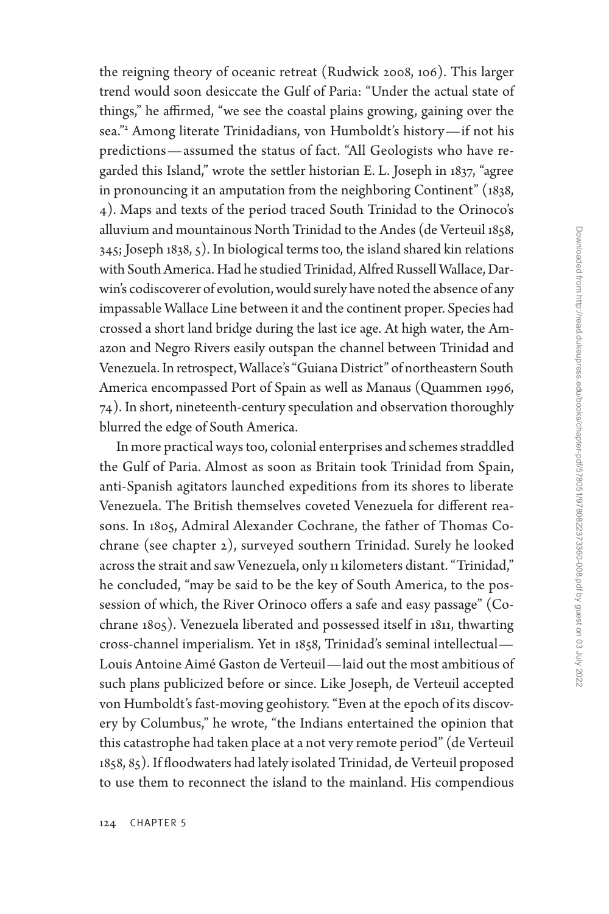the reigning theory of oceanic retreat (Rudwick 2008, 106). This larger trend would soon desiccate the Gulf of Paria: "Under the actual state of things," he affirmed, "we see the coastal plains growing, gaining over the sea."[2] Among literate Trinidadians, von Humboldt's history—if not his predictions—assumed the status of fact. "All Geologists who have regarded this Island," wrote the settler historian E. L. Joseph in 1837, "agree in pronouncing it an amputation from the neighboring Continent" (1838, 4). Maps and texts of the period traced South Trinidad to the Orinoco's alluvium and mountainous North Trinidad to the Andes (de Verteuil 1858, 345; Joseph 1838, 5). In biological terms too, the island shared kin relations with South America. Had he studied Trinidad, Alfred Russell Wallace, Darwin's codiscoverer of evolution, would surely have noted the absence of any impassable Wallace Line between it and the continent proper. Species had crossed a short land bridge during the last ice age. At high water, the Amazon and Negro Rivers easily outspan the channel between Trinidad and Venezuela. In retrospect, Wallace's "Guiana District" of northeastern South America encompassed Port of Spain as well as Manaus (Quammen 1996, 74). In short, nineteenth-century speculation and observation thoroughly blurred the edge of South America.

In more practical ways too, colonial enterprises and schemes straddled the Gulf of Paria. Almost as soon as Britain took Trinidad from Spain, anti-Spanish agitators launched expeditions from its shores to liberate Venezuela. The British themselves coveted Venezuela for different reasons. In 1805, Admiral Alexander Cochrane, the father of Thomas Cochrane (see chapter 2), surveyed southern Trinidad. Surely he looked across the strait and saw Venezuela, only 11 kilometers distant. "Trinidad," he concluded, "may be said to be the key of South America, to the possession of which, the River Orinoco offers a safe and easy passage" (Cochrane 1805). Venezuela liberated and possessed itself in 1811, thwarting cross-channel imperialism. Yet in 1858, Trinidad's seminal intellectual—Louis Antoine Aimé Gaston de Verteuil—laid out the most ambitious of such plans publicized before or since. Like Joseph, de Verteuil accepted von Humboldt's fast-moving geohistory. "Even at the epoch of its discovery by Columbus," he wrote, "the Indians entertained the opinion that this catastrophe had taken place at a not very remote period" (de Verteuil 1858, 85). If floodwaters had lately isolated Trinidad, de Verteuil proposed to use them to reconnect the island to the mainland. His compendious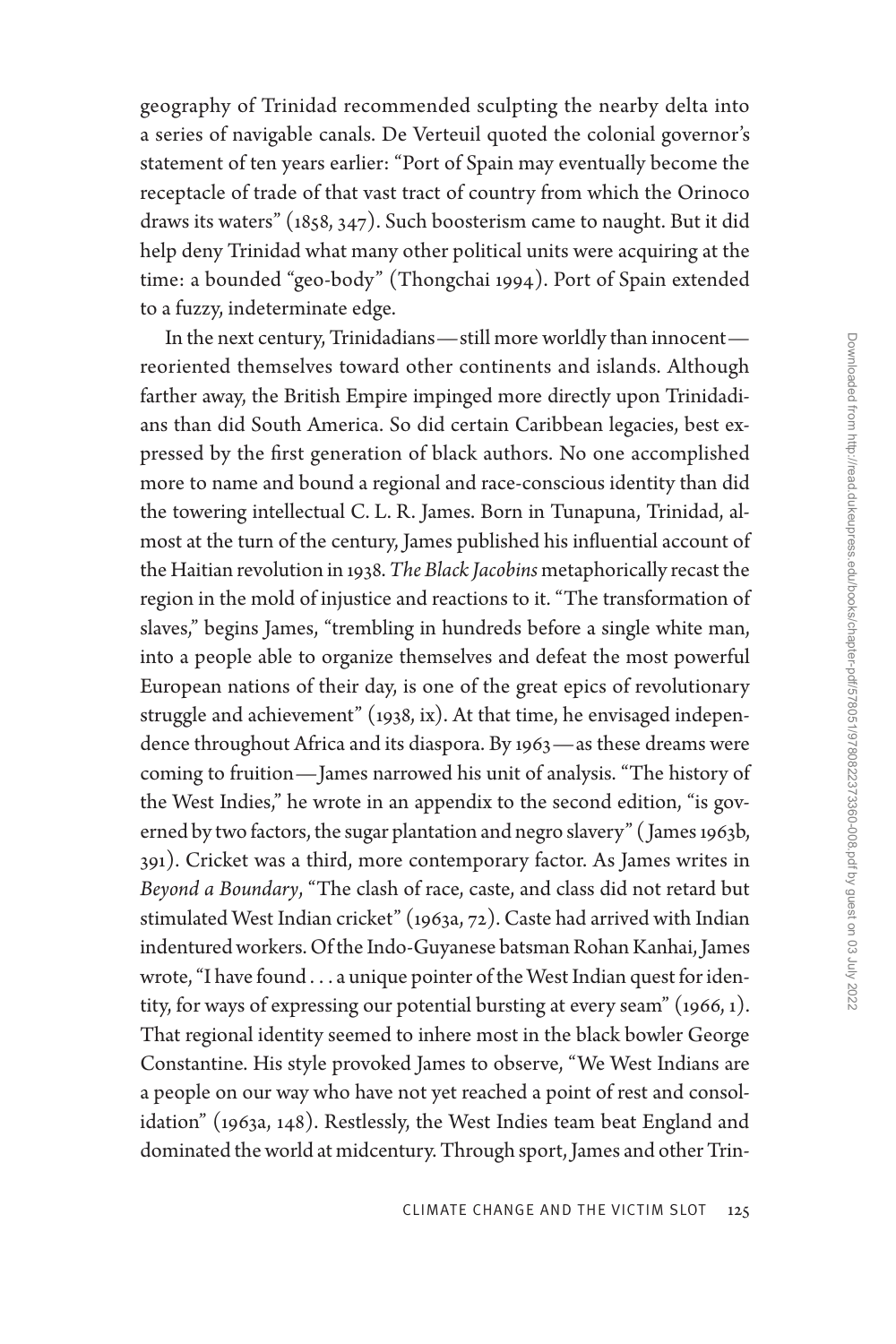geography of Trinidad recommended sculpting the nearby delta into a series of navigable canals. De Verteuil quoted the colonial governor's statement of ten years earlier: "Port of Spain may eventually become the receptacle of trade of that vast tract of country from which the Orinoco draws its waters" (1858, 347). Such boosterism came to naught. But it did help deny Trinidad what many other political units were acquiring at the time: a bounded "geo-body" (Thongchai 1994). Port of Spain extended to a fuzzy, indeterminate edge.

In the next century, Trinidadians—still more worldly than innocent—reoriented themselves toward other continents and islands. Although farther away, the British Empire impinged more directly upon Trinidadians than did South America. So did certain Caribbean legacies, best expressed by the first generation of black authors. No one accomplished more to name and bound a regional and race-conscious identity than did the towering intellectual C. L. R. James. Born in Tunapuna, Trinidad, almost at the turn of the century, James published his influential account of the Haitian revolution in 1938. *The Black Jacobins* metaphorically recast the region in the mold of injustice and reactions to it. "The transformation of slaves," begins James, "trembling in hundreds before a single white man, into a people able to organize themselves and defeat the most powerful European nations of their day, is one of the great epics of revolutionary struggle and achievement" (1938, ix). At that time, he envisaged independence throughout Africa and its diaspora. By 1963—as these dreams were coming to fruition—James narrowed his unit of analysis. "The history of the West Indies," he wrote in an appendix to the second edition, "is governed by two factors, the sugar plantation and negro slavery" (James 1963b, 391). Cricket was a third, more contemporary factor. As James writes in *Beyond a Boundary*, "The clash of race, caste, and class did not retard but stimulated West Indian cricket" (1963a, 72). Caste had arrived with Indian indentured workers. Of the Indo-Guyanese batsman Rohan Kanhai, James wrote, "I have found . . . a unique pointer of the West Indian quest for identity, for ways of expressing our potential bursting at every seam" (1966, 1). That regional identity seemed to inhere most in the black bowler George Constantine. His style provoked James to observe, "We West Indians are a people on our way who have not yet reached a point of rest and consolidation" (1963a, 148). Restlessly, the West Indies team beat England and dominated the world at midcentury. Through sport, James and other Trin-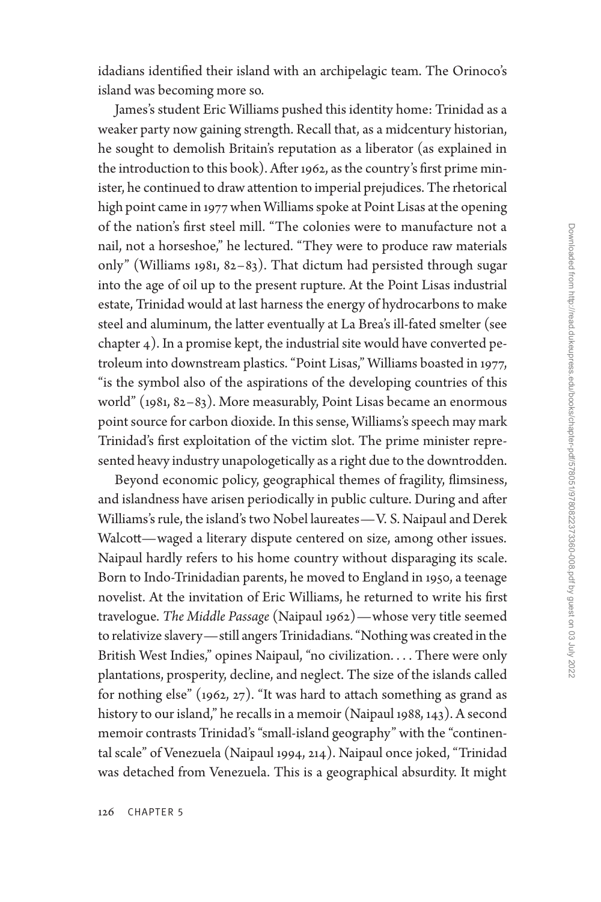idadians identified their island with an archipelagic team. The Orinoco's island was becoming more so.

James's student Eric Williams pushed this identity home: Trinidad as a weaker party now gaining strength. Recall that, as a midcentury historian, he sought to demolish Britain's reputation as a liberator (as explained in the introduction to this book). After 1962, as the country's first prime minister, he continued to draw attention to imperial prejudices. The rhetorical high point came in 1977 when Williams spoke at Point Lisas at the opening of the nation's first steel mill. "The colonies were to manufacture not a nail, not a horseshoe," he lectured. "They were to produce raw materials only" (Williams 1981, 82–83). That dictum had persisted through sugar into the age of oil up to the present rupture. At the Point Lisas industrial estate, Trinidad would at last harness the energy of hydrocarbons to make steel and aluminum, the latter eventually at La Brea's ill-fated smelter (see chapter 4). In a promise kept, the industrial site would have converted petroleum into downstream plastics. "Point Lisas," Williams boasted in 1977, "is the symbol also of the aspirations of the developing countries of this world" (1981, 82–83). More measurably, Point Lisas became an enormous point source for carbon dioxide. In this sense, Williams's speech may mark Trinidad's first exploitation of the victim slot. The prime minister represented heavy industry unapologetically as a right due to the downtrodden.

Beyond economic policy, geographical themes of fragility, flimsiness, and islandness have arisen periodically in public culture. During and after Williams's rule, the island's two Nobel laureates—V. S. Naipaul and Derek Walcott—waged a literary dispute centered on size, among other issues. Naipaul hardly refers to his home country without disparaging its scale. Born to Indo-Trinidadian parents, he moved to England in 1950, a teenage novelist. At the invitation of Eric Williams, he returned to write his first travelogue. *The Middle Passage* (Naipaul 1962)—whose very title seemed to relativize slavery—still angers Trinidadians. "Nothing was created in the British West Indies," opines Naipaul, "no civilization. . . . There were only plantations, prosperity, decline, and neglect. The size of the islands called for nothing else" (1962, 27). "It was hard to attach something as grand as history to our island," he recalls in a memoir (Naipaul 1988, 143). A second memoir contrasts Trinidad's "small-island geography" with the "continental scale" of Venezuela (Naipaul 1994, 214). Naipaul once joked, "Trinidad was detached from Venezuela. This is a geographical absurdity. It might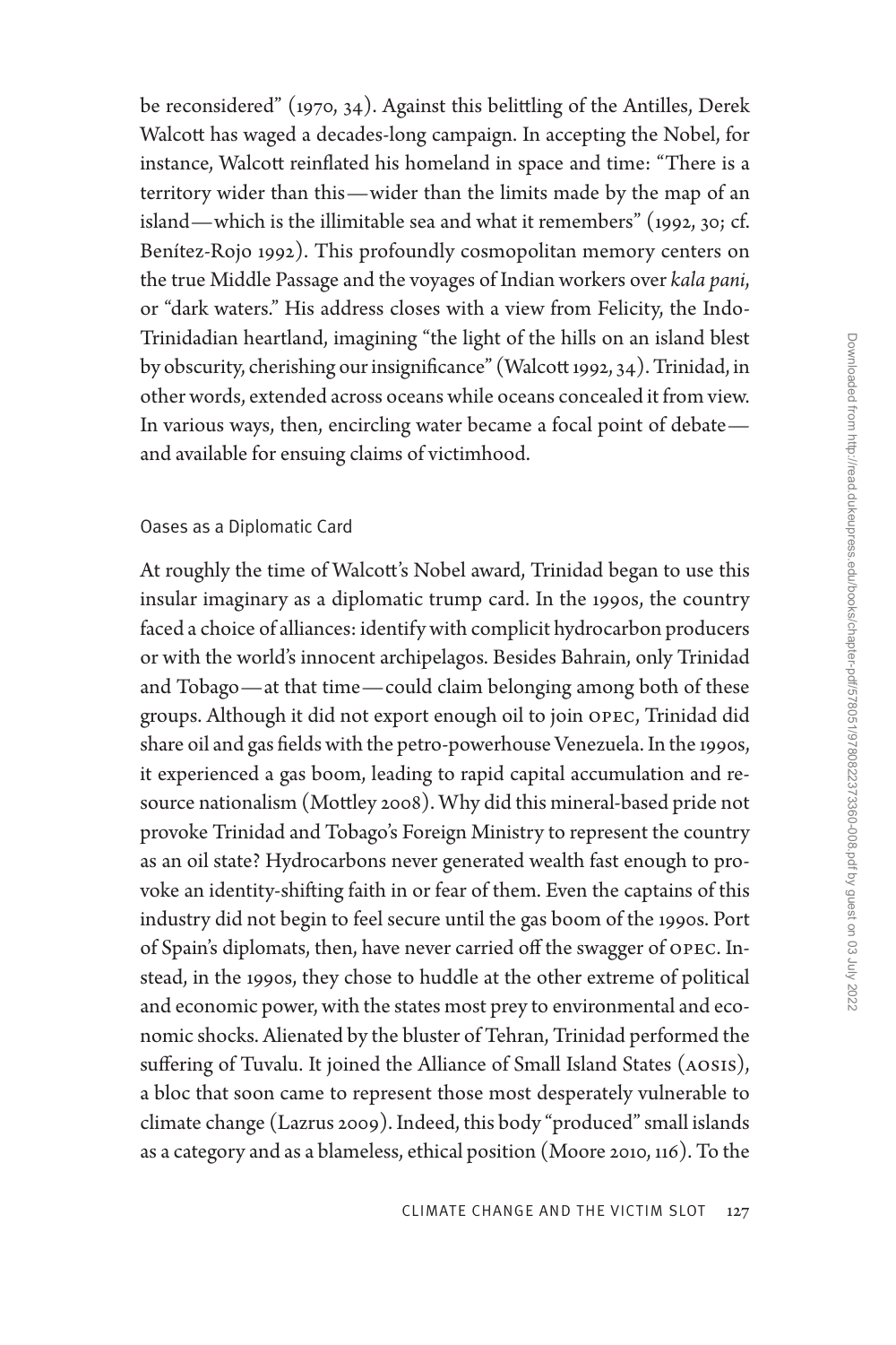be reconsidered" (1970, 34). Against this belittling of the Antilles, Derek Walcott has waged a decades-long campaign. In accepting the Nobel, for instance, Walcott reinflated his homeland in space and time: "There is a territory wider than this—wider than the limits made by the map of an island—which is the illimitable sea and what it remembers" (1992, 30; cf. Benítez-Rojo 1992). This profoundly cosmopolitan memory centers on the true Middle Passage and the voyages of Indian workers over *kala pani*, or "dark waters." His address closes with a view from Felicity, the Indo-Trinidadian heartland, imagining "the light of the hills on an island blest by obscurity, cherishing our insignificance" (Walcott 1992, 34). Trinidad, in other words, extended across oceans while oceans concealed it from view. In various ways, then, encircling water became a focal point of debate—and available for ensuing claims of victimhood.

## Oases as a Diplomatic Card

At roughly the time of Walcott's Nobel award, Trinidad began to use this insular imaginary as a diplomatic trump card. In the 1990s, the country faced a choice of alliances: identify with complicit hydrocarbon producers or with the world's innocent archipelagos. Besides Bahrain, only Trinidad and Tobago—at that time—could claim belonging among both of these groups. Although it did not export enough oil to join OPEC, Trinidad did share oil and gas fields with the petro-powerhouse Venezuela. In the 1990s, it experienced a gas boom, leading to rapid capital accumulation and resource nationalism (Mottley 2008). Why did this mineral-based pride not provoke Trinidad and Tobago's Foreign Ministry to represent the country as an oil state? Hydrocarbons never generated wealth fast enough to provoke an identity-shifting faith in or fear of them. Even the captains of this industry did not begin to feel secure until the gas boom of the 1990s. Port of Spain's diplomats, then, have never carried off the swagger of OPEC. Instead, in the 1990s, they chose to huddle at the other extreme of political and economic power, with the states most prey to environmental and economic shocks. Alienated by the bluster of Tehran, Trinidad performed the suffering of Tuvalu. It joined the Alliance of Small Island States (AOSIS), a bloc that soon came to represent those most desperately vulnerable to climate change (Lazrus 2009). Indeed, this body "produced" small islands as a category and as a blameless, ethical position (Moore 2010, 116). To the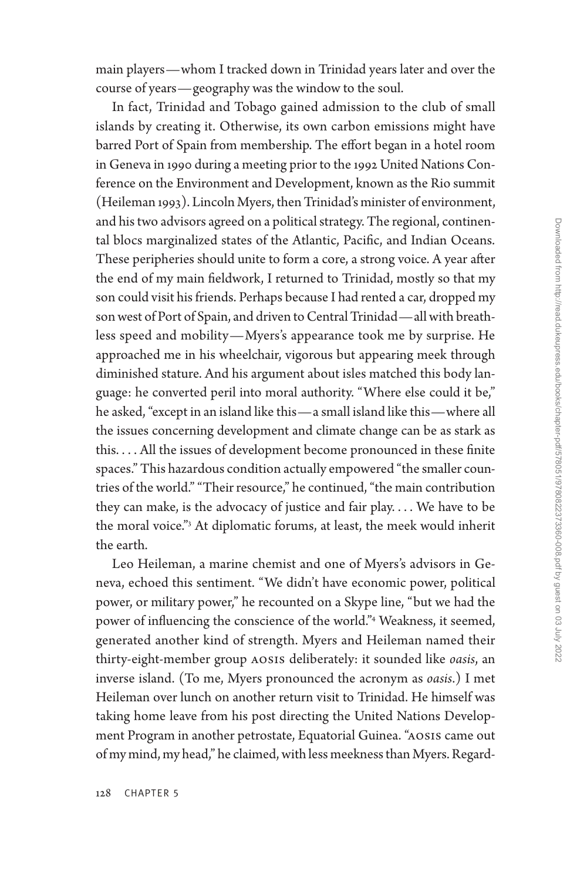main players—whom I tracked down in Trinidad years later and over the course of years—geography was the window to the soul.

In fact, Trinidad and Tobago gained admission to the club of small islands by creating it. Otherwise, its own carbon emissions might have barred Port of Spain from membership. The effort began in a hotel room in Geneva in 1990 during a meeting prior to the 1992 United Nations Conference on the Environment and Development, known as the Rio summit (Heileman 1993). Lincoln Myers, then Trinidad's minister of environment, and his two advisors agreed on a political strategy. The regional, continental blocs marginalized states of the Atlantic, Pacific, and Indian Oceans. These peripheries should unite to form a core, a strong voice. A year after the end of my main fieldwork, I returned to Trinidad, mostly so that my son could visit his friends. Perhaps because I had rented a car, dropped my son west of Port of Spain, and driven to Central Trinidad—all with breathless speed and mobility—Myers's appearance took me by surprise. He approached me in his wheelchair, vigorous but appearing meek through diminished stature. And his argument about isles matched this body language: he converted peril into moral authority. "Where else could it be," he asked, "except in an island like this—a small island like this—where all the issues concerning development and climate change can be as stark as this. . . . All the issues of development become pronounced in these finite spaces." This hazardous condition actually empowered "the smaller countries of the world." "Their resource," he continued, "the main contribution they can make, is the advocacy of justice and fair play. . . . We have to be the moral voice."[3] At diplomatic forums, at least, the meek would inherit the earth.

Leo Heileman, a marine chemist and one of Myers's advisors in Geneva, echoed this sentiment. "We didn't have economic power, political power, or military power," he recounted on a Skype line, "but we had the power of influencing the conscience of the world."[4] Weakness, it seemed, generated another kind of strength. Myers and Heileman named their thirty-eight-member group AOSIS deliberately: it sounded like *oasis*, an inverse island. (To me, Myers pronounced the acronym as *oasis*.) I met Heileman over lunch on another return visit to Trinidad. He himself was taking home leave from his post directing the United Nations Development Program in another petrostate, Equatorial Guinea. "AOSIS came out of my mind, my head," he claimed, with less meekness than Myers. Regard-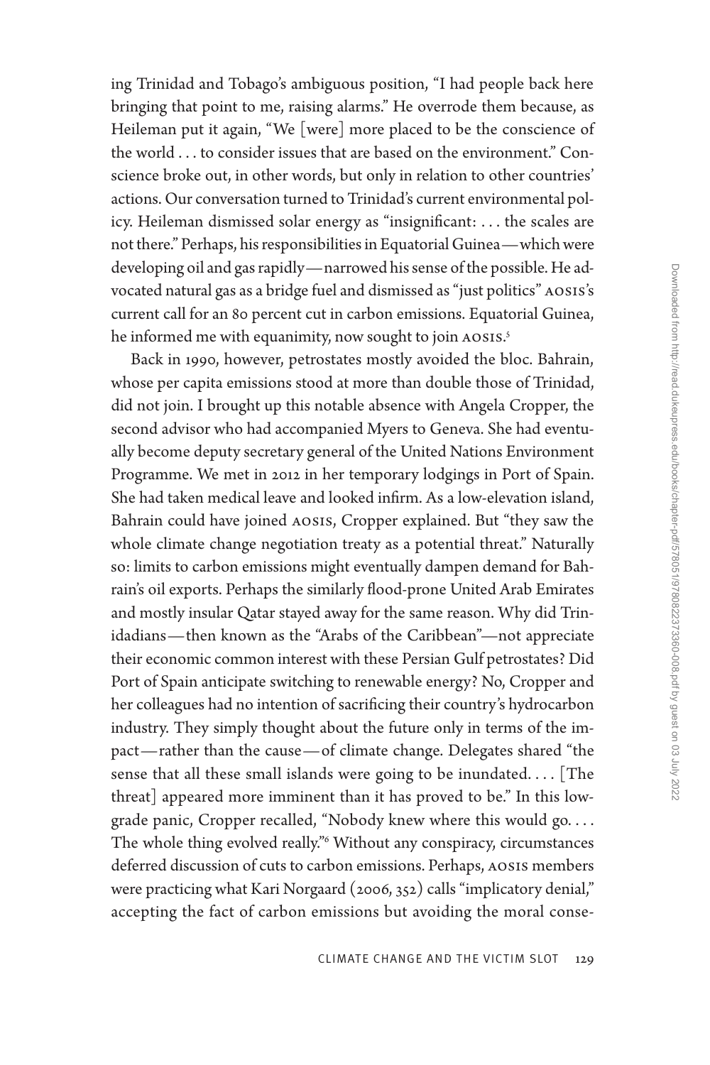ing Trinidad and Tobago's ambiguous position, "I had people back here bringing that point to me, raising alarms." He overrode them because, as Heileman put it again, "We [were] more placed to be the conscience of the world . . . to consider issues that are based on the environment." Conscience broke out, in other words, but only in relation to other countries' actions. Our conversation turned to Trinidad's current environmental policy. Heileman dismissed solar energy as "insignificant: . . . the scales are not there." Perhaps, his responsibilities in Equatorial Guinea—which were developing oil and gas rapidly—narrowed his sense of the possible. He advocated natural gas as a bridge fuel and dismissed as "just politics" AOSIS's current call for an 80 percent cut in carbon emissions. Equatorial Guinea, he informed me with equanimity, now sought to join AOSIS.[5]

Back in 1990, however, petrostates mostly avoided the bloc. Bahrain, whose per capita emissions stood at more than double those of Trinidad, did not join. I brought up this notable absence with Angela Cropper, the second advisor who had accompanied Myers to Geneva. She had eventually become deputy secretary general of the United Nations Environment Programme. We met in 2012 in her temporary lodgings in Port of Spain. She had taken medical leave and looked infirm. As a low-elevation island, Bahrain could have joined AOSIS, Cropper explained. But "they saw the whole climate change negotiation treaty as a potential threat." Naturally so: limits to carbon emissions might eventually dampen demand for Bahrain's oil exports. Perhaps the similarly flood-prone United Arab Emirates and mostly insular Qatar stayed away for the same reason. Why did Trinidadians—then known as the "Arabs of the Caribbean"—not appreciate their economic common interest with these Persian Gulf petrostates? Did Port of Spain anticipate switching to renewable energy? No, Cropper and her colleagues had no intention of sacrificing their country's hydrocarbon industry. They simply thought about the future only in terms of the impact—rather than the cause—of climate change. Delegates shared "the sense that all these small islands were going to be inundated. . . . [The threat] appeared more imminent than it has proved to be." In this low-grade panic, Cropper recalled, "Nobody knew where this would go. . . . The whole thing evolved really."[6] Without any conspiracy, circumstances deferred discussion of cuts to carbon emissions. Perhaps, AOSIS members were practicing what Kari Norgaard (2006, 352) calls "implicatory denial," accepting the fact of carbon emissions but avoiding the moral conse-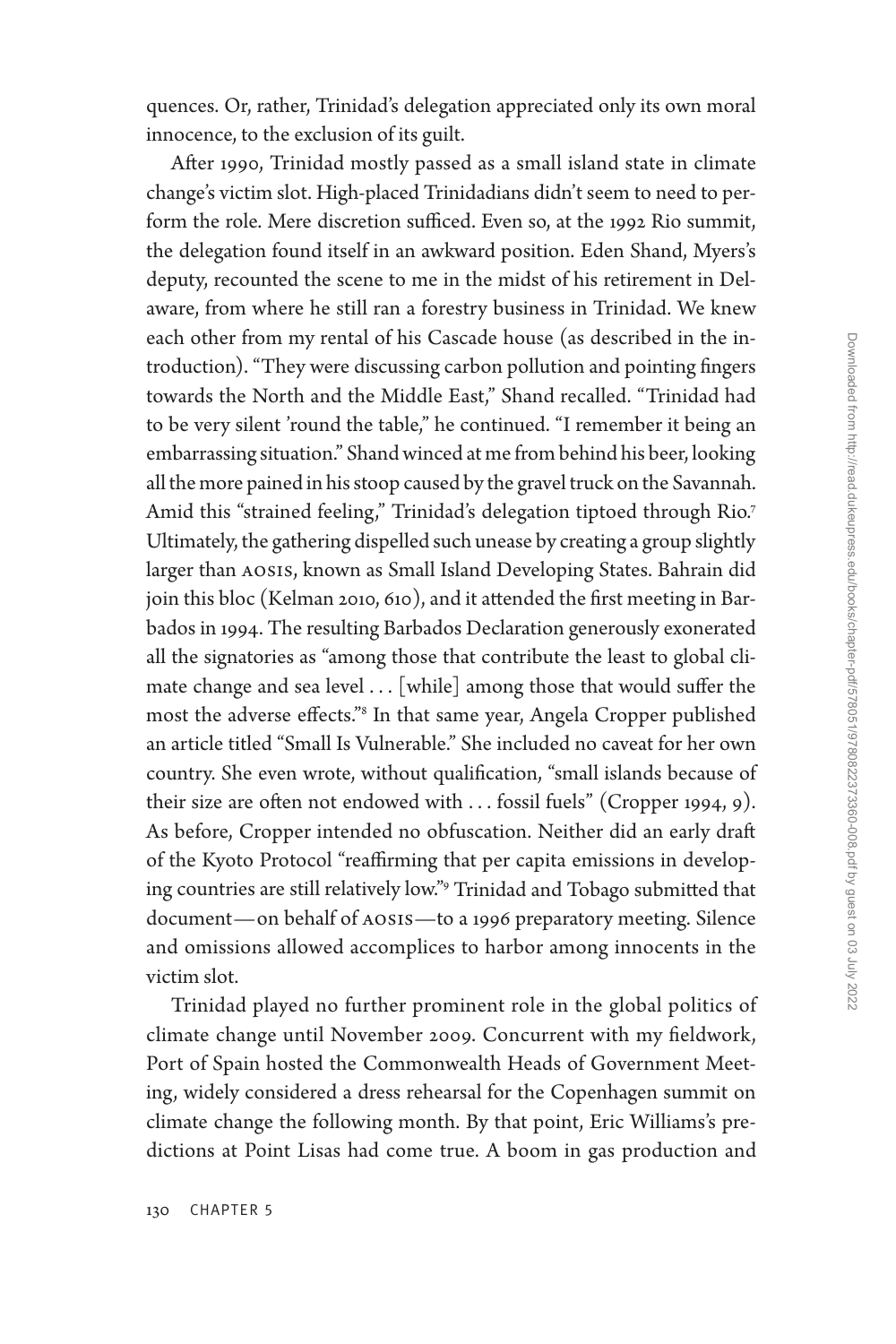quences. Or, rather, Trinidad's delegation appreciated only its own moral innocence, to the exclusion of its guilt.

After 1990, Trinidad mostly passed as a small island state in climate change's victim slot. High-placed Trinidadians didn't seem to need to perform the role. Mere discretion sufficed. Even so, at the 1992 Rio summit, the delegation found itself in an awkward position. Eden Shand, Myers's deputy, recounted the scene to me in the midst of his retirement in Delaware, from where he still ran a forestry business in Trinidad. We knew each other from my rental of his Cascade house (as described in the introduction). "They were discussing carbon pollution and pointing fingers towards the North and the Middle East," Shand recalled. "Trinidad had to be very silent 'round the table," he continued. "I remember it being an embarrassing situation." Shand winced at me from behind his beer, looking all the more pained in his stoop caused by the gravel truck on the Savannah. Amid this "strained feeling," Trinidad's delegation tiptoed through Rio.[7] Ultimately, the gathering dispelled such unease by creating a group slightly larger than AOSIS, known as Small Island Developing States. Bahrain did join this bloc (Kelman 2010, 610), and it attended the first meeting in Barbados in 1994. The resulting Barbados Declaration generously exonerated all the signatories as "among those that contribute the least to global climate change and sea level . . . [while] among those that would suffer the most the adverse effects."[8] In that same year, Angela Cropper published an article titled "Small Is Vulnerable." She included no caveat for her own country. She even wrote, without qualification, "small islands because of their size are often not endowed with . . . fossil fuels" (Cropper 1994, 9). As before, Cropper intended no obfuscation. Neither did an early draft of the Kyoto Protocol "reaffirming that per capita emissions in developing countries are still relatively low."[9] Trinidad and Tobago submitted that document—on behalf of AOSIS—to a 1996 preparatory meeting. Silence and omissions allowed accomplices to harbor among innocents in the victim slot.

Trinidad played no further prominent role in the global politics of climate change until November 2009. Concurrent with my fieldwork, Port of Spain hosted the Commonwealth Heads of Government Meeting, widely considered a dress rehearsal for the Copenhagen summit on climate change the following month. By that point, Eric Williams's predictions at Point Lisas had come true. A boom in gas production and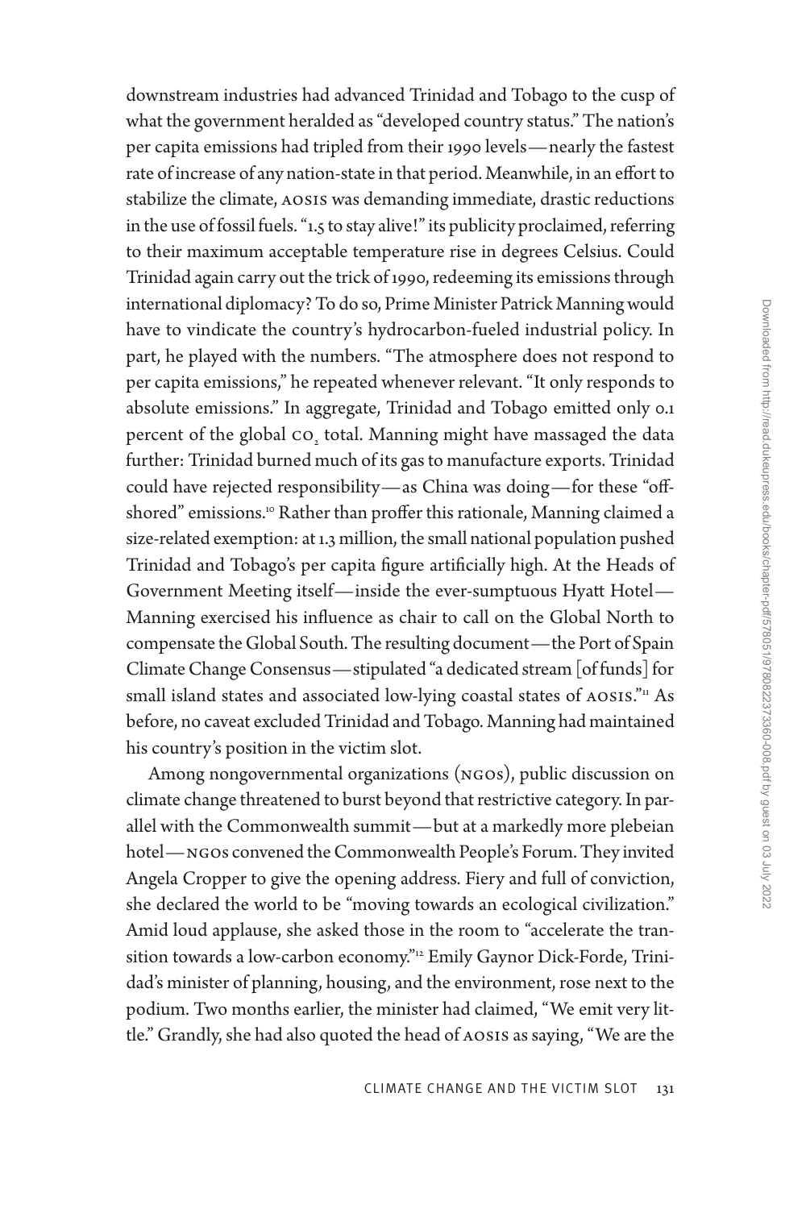downstream industries had advanced Trinidad and Tobago to the cusp of what the government heralded as "developed country status." The nation's per capita emissions had tripled from their 1990 levels—nearly the fastest rate of increase of any nation-state in that period. Meanwhile, in an effort to stabilize the climate, AOSIS was demanding immediate, drastic reductions in the use of fossil fuels. "1.5 to stay alive!" its publicity proclaimed, referring to their maximum acceptable temperature rise in degrees Celsius. Could Trinidad again carry out the trick of 1990, redeeming its emissions through international diplomacy? To do so, Prime Minister Patrick Manning would have to vindicate the country's hydrocarbon-fueled industrial policy. In part, he played with the numbers. "The atmosphere does not respond to per capita emissions," he repeated whenever relevant. "It only responds to absolute emissions." In aggregate, Trinidad and Tobago emitted only 0.1 percent of the global $CO_2$ total. Manning might have massaged the data further: Trinidad burned much of its gas to manufacture exports. Trinidad could have rejected responsibility—as China was doing—for these "offshored" emissions.[10] Rather than proffer this rationale, Manning claimed a size-related exemption: at 1.3 million, the small national population pushed Trinidad and Tobago's per capita figure artificially high. At the Heads of Government Meeting itself—inside the ever-sumptuous Hyatt Hotel—Manning exercised his influence as chair to call on the Global North to compensate the Global South. The resulting document—the Port of Spain Climate Change Consensus—stipulated "a dedicated stream [of funds] for small island states and associated low-lying coastal states of AOSIS."[11] As before, no caveat excluded Trinidad and Tobago. Manning had maintained his country's position in the victim slot.

Among nongovernmental organizations (NGOs), public discussion on climate change threatened to burst beyond that restrictive category. In parallel with the Commonwealth summit—but at a markedly more plebeian hotel—NGOs convened the Commonwealth People's Forum. They invited Angela Cropper to give the opening address. Fiery and full of conviction, she declared the world to be "moving towards an ecological civilization." Amid loud applause, she asked those in the room to "accelerate the transition towards a low-carbon economy."[12] Emily Gaynor Dick-Forde, Trinidad's minister of planning, housing, and the environment, rose next to the podium. Two months earlier, the minister had claimed, "We emit very little." Grandly, she had also quoted the head of AOSIS as saying, "We are the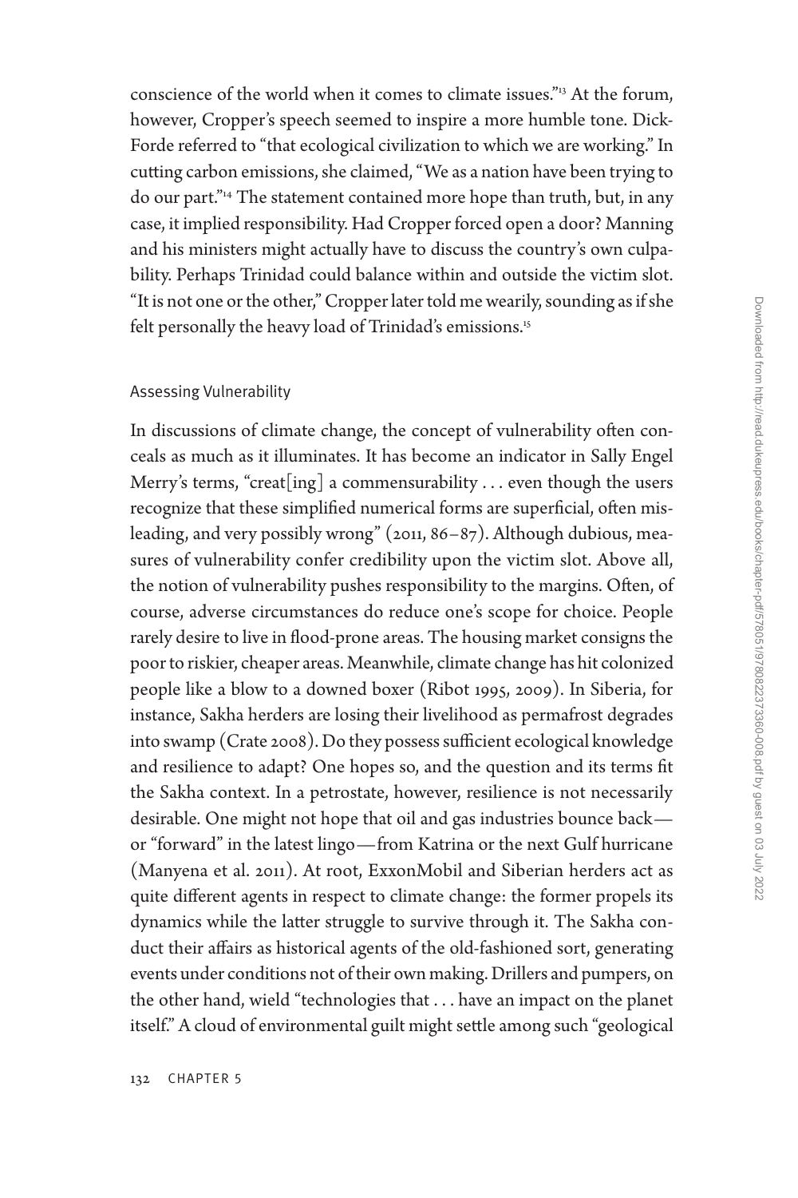conscience of the world when it comes to climate issues."[13] At the forum, however, Cropper's speech seemed to inspire a more humble tone. Dick-Forde referred to "that ecological civilization to which we are working." In cutting carbon emissions, she claimed, "We as a nation have been trying to do our part."[14] The statement contained more hope than truth, but, in any case, it implied responsibility. Had Cropper forced open a door? Manning and his ministers might actually have to discuss the country's own culpability. Perhaps Trinidad could balance within and outside the victim slot. "It is not one or the other," Cropper later told me wearily, sounding as if she felt personally the heavy load of Trinidad's emissions.[15]

### Assessing Vulnerability

In discussions of climate change, the concept of vulnerability often conceals as much as it illuminates. It has become an indicator in Sally Engel Merry's terms, "creat[ing] a commensurability . . . even though the users recognize that these simplified numerical forms are superficial, often misleading, and very possibly wrong" (2011, 86–87). Although dubious, measures of vulnerability confer credibility upon the victim slot. Above all, the notion of vulnerability pushes responsibility to the margins. Often, of course, adverse circumstances do reduce one's scope for choice. People rarely desire to live in flood-prone areas. The housing market consigns the poor to riskier, cheaper areas. Meanwhile, climate change has hit colonized people like a blow to a downed boxer (Ribot 1995, 2009). In Siberia, for instance, Sakha herders are losing their livelihood as permafrost degrades into swamp (Crate 2008). Do they possess sufficient ecological knowledge and resilience to adapt? One hopes so, and the question and its terms fit the Sakha context. In a petrostate, however, resilience is not necessarily desirable. One might not hope that oil and gas industries bounce back—or "forward" in the latest lingo—from Katrina or the next Gulf hurricane (Manyena et al. 2011). At root, ExxonMobil and Siberian herders act as quite different agents in respect to climate change: the former propels its dynamics while the latter struggle to survive through it. The Sakha conduct their affairs as historical agents of the old-fashioned sort, generating events under conditions not of their own making. Drillers and pumpers, on the other hand, wield "technologies that . . . have an impact on the planet itself." A cloud of environmental guilt might settle among such "geological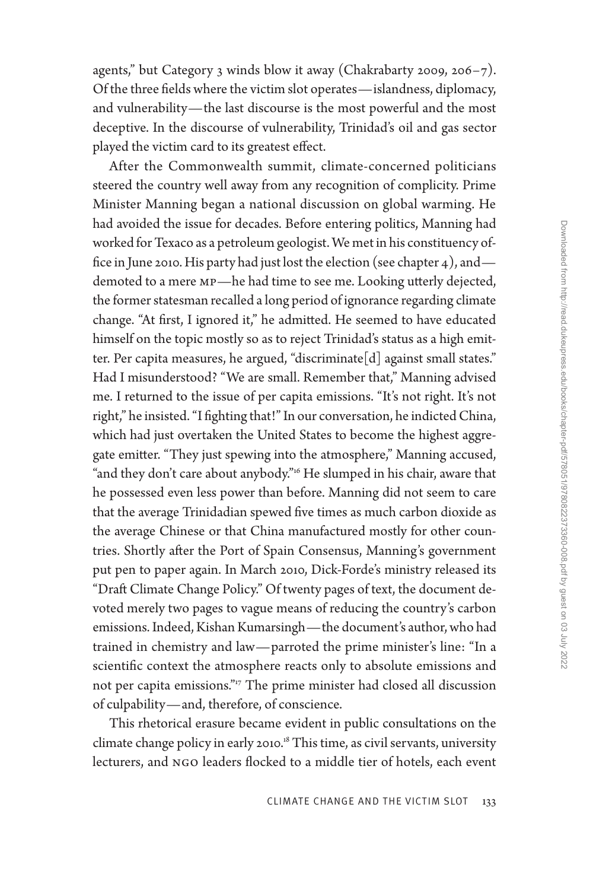agents," but Category 3 winds blow it away (Chakrabarty 2009, 206–7). Of the three fields where the victim slot operates—islandness, diplomacy, and vulnerability—the last discourse is the most powerful and the most deceptive. In the discourse of vulnerability, Trinidad's oil and gas sector played the victim card to its greatest effect.

After the Commonwealth summit, climate-concerned politicians steered the country well away from any recognition of complicity. Prime Minister Manning began a national discussion on global warming. He had avoided the issue for decades. Before entering politics, Manning had worked for Texaco as a petroleum geologist. We met in his constituency office in June 2010. His party had just lost the election (see chapter 4), and—demoted to a mere MP—he had time to see me. Looking utterly dejected, the former statesman recalled a long period of ignorance regarding climate change. "At first, I ignored it," he admitted. He seemed to have educated himself on the topic mostly so as to reject Trinidad's status as a high emitter. Per capita measures, he argued, "discriminate[d] against small states." Had I misunderstood? "We are small. Remember that," Manning advised me. I returned to the issue of per capita emissions. "It's not right. It's not right," he insisted. "I fighting that!" In our conversation, he indicted China, which had just overtaken the United States to become the highest aggregate emitter. "They just spewing into the atmosphere," Manning accused, "and they don't care about anybody."[16] He slumped in his chair, aware that he possessed even less power than before. Manning did not seem to care that the average Trinidadian spewed five times as much carbon dioxide as the average Chinese or that China manufactured mostly for other countries. Shortly after the Port of Spain Consensus, Manning's government put pen to paper again. In March 2010, Dick-Forde's ministry released its "Draft Climate Change Policy." Of twenty pages of text, the document devoted merely two pages to vague means of reducing the country's carbon emissions. Indeed, Kishan Kumarsingh—the document's author, who had trained in chemistry and law—parroted the prime minister's line: "In a scientific context the atmosphere reacts only to absolute emissions and not per capita emissions."[17] The prime minister had closed all discussion of culpability—and, therefore, of conscience.

This rhetorical erasure became evident in public consultations on the climate change policy in early 2010.[18] This time, as civil servants, university lecturers, and NGO leaders flocked to a middle tier of hotels, each event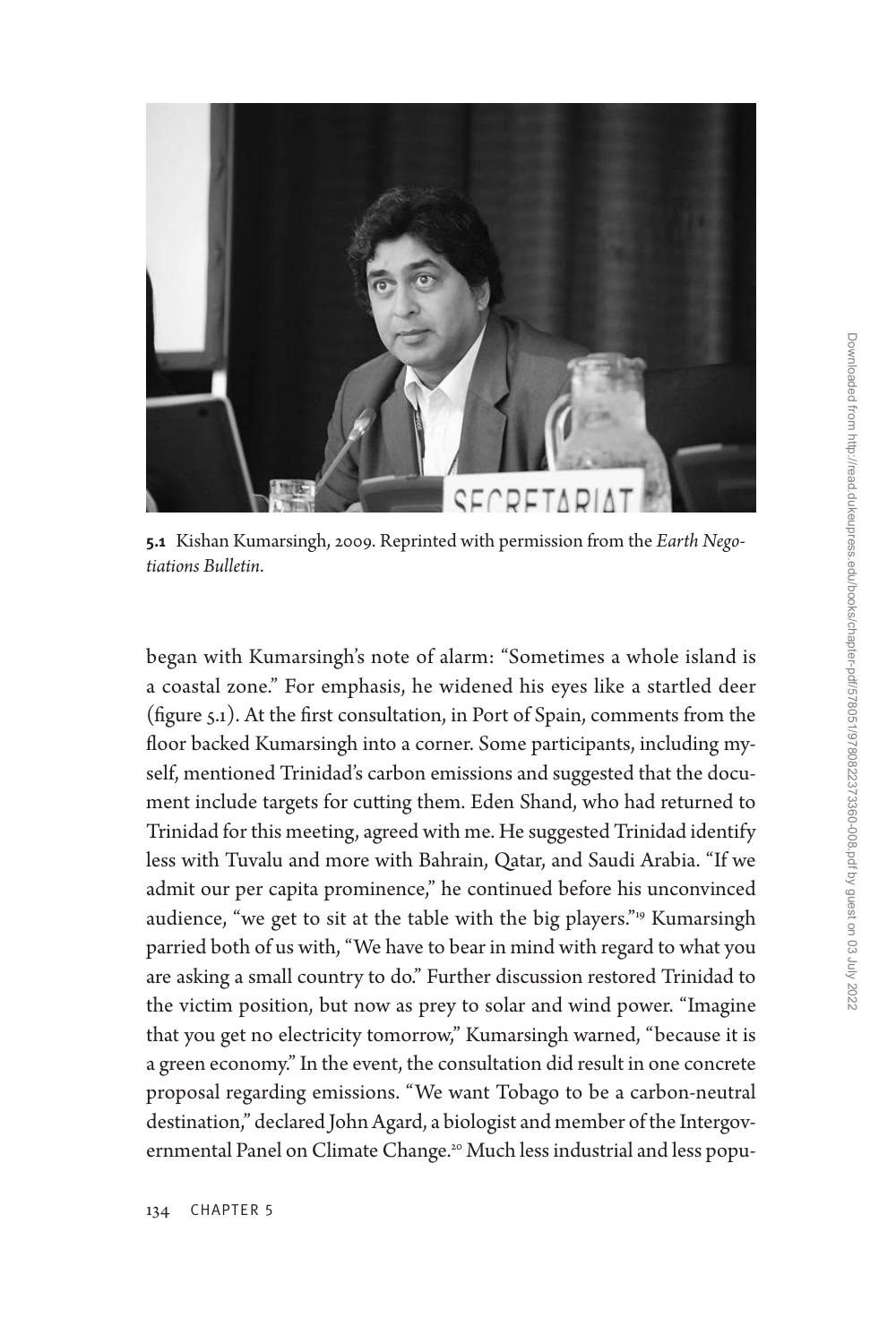**5.1** Kishan Kumarsingh, 2009. Reprinted with permission from the *Earth Negotiations Bulletin*.

began with Kumarsingh's note of alarm: "Sometimes a whole island is a coastal zone." For emphasis, he widened his eyes like a startled deer (figure 5.1). At the first consultation, in Port of Spain, comments from the floor backed Kumarsingh into a corner. Some participants, including myself, mentioned Trinidad's carbon emissions and suggested that the document include targets for cutting them. Eden Shand, who had returned to Trinidad for this meeting, agreed with me. He suggested Trinidad identify less with Tuvalu and more with Bahrain, Qatar, and Saudi Arabia. "If we admit our per capita prominence," he continued before his unconvinced audience, "we get to sit at the table with the big players."[19] Kumarsingh parried both of us with, "We have to bear in mind with regard to what you are asking a small country to do." Further discussion restored Trinidad to the victim position, but now as prey to solar and wind power. "Imagine that you get no electricity tomorrow," Kumarsingh warned, "because it is a green economy." In the event, the consultation did result in one concrete proposal regarding emissions. "We want Tobago to be a carbon-neutral destination," declared John Agard, a biologist and member of the Intergovernmental Panel on Climate Change.[20] Much less industrial and less popu-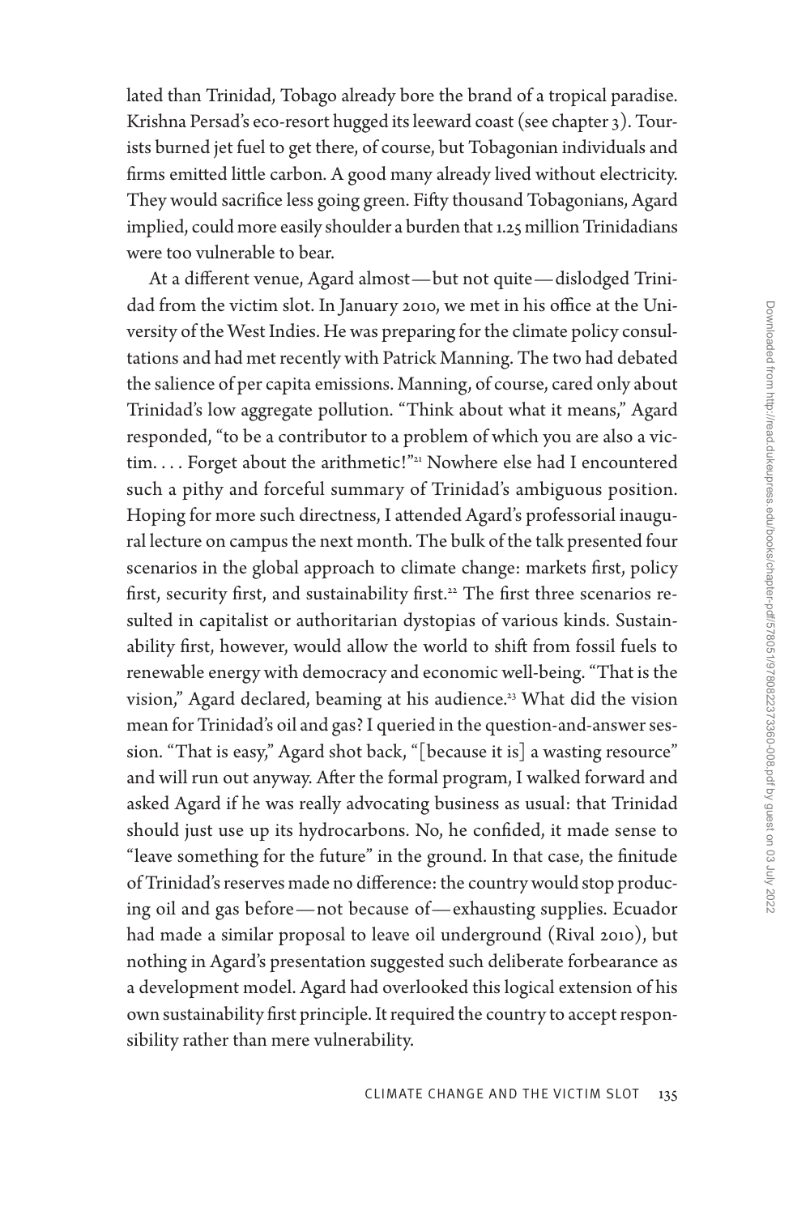lated than Trinidad, Tobago already bore the brand of a tropical paradise. Krishna Persad's eco-resort hugged its leeward coast (see chapter 3). Tourists burned jet fuel to get there, of course, but Tobagonian individuals and firms emitted little carbon. A good many already lived without electricity. They would sacrifice less going green. Fifty thousand Tobagonians, Agard implied, could more easily shoulder a burden that 1.25 million Trinidadians were too vulnerable to bear.

At a different venue, Agard almost—but not quite—dislodged Trinidad from the victim slot. In January 2010, we met in his office at the University of the West Indies. He was preparing for the climate policy consultations and had met recently with Patrick Manning. The two had debated the salience of per capita emissions. Manning, of course, cared only about Trinidad's low aggregate pollution. "Think about what it means," Agard responded, "to be a contributor to a problem of which you are also a victim. . . . Forget about the arithmetic!"[21] Nowhere else had I encountered such a pithy and forceful summary of Trinidad's ambiguous position. Hoping for more such directness, I attended Agard's professorial inaugural lecture on campus the next month. The bulk of the talk presented four scenarios in the global approach to climate change: markets first, policy first, security first, and sustainability first.[22] The first three scenarios resulted in capitalist or authoritarian dystopias of various kinds. Sustainability first, however, would allow the world to shift from fossil fuels to renewable energy with democracy and economic well-being. "That is the vision," Agard declared, beaming at his audience.[23] What did the vision mean for Trinidad's oil and gas? I queried in the question-and-answer session. "That is easy," Agard shot back, "[because it is] a wasting resource" and will run out anyway. After the formal program, I walked forward and asked Agard if he was really advocating business as usual: that Trinidad should just use up its hydrocarbons. No, he confided, it made sense to "leave something for the future" in the ground. In that case, the finitude of Trinidad's reserves made no difference: the country would stop producing oil and gas before—not because of—exhausting supplies. Ecuador had made a similar proposal to leave oil underground (Rival 2010), but nothing in Agard's presentation suggested such deliberate forbearance as a development model. Agard had overlooked this logical extension of his own sustainability first principle. It required the country to accept responsibility rather than mere vulnerability.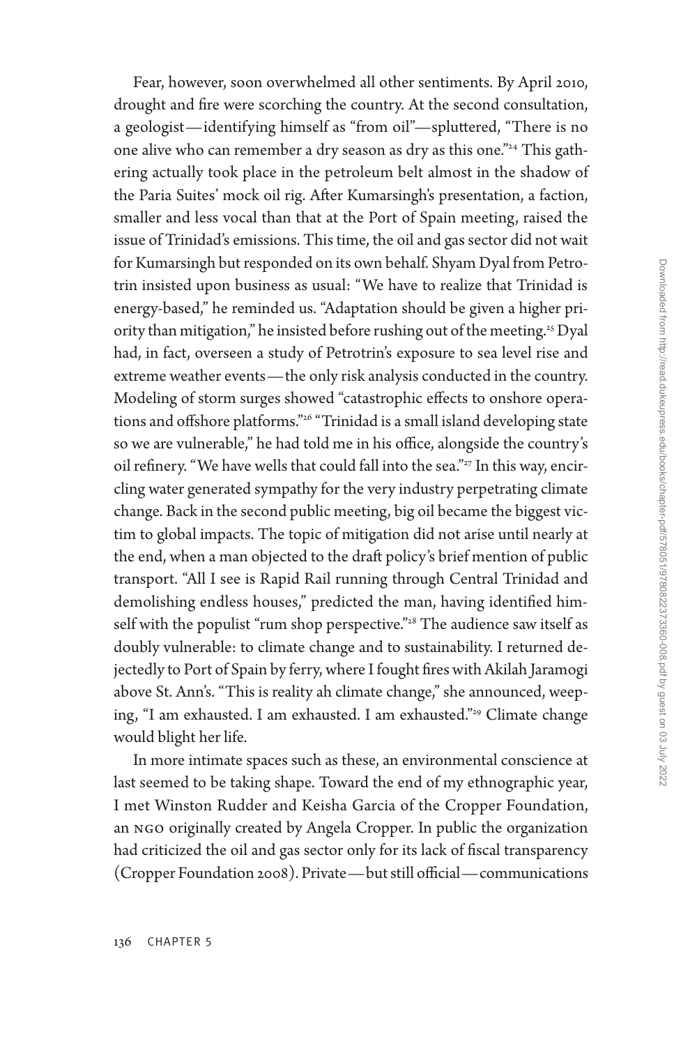Fear, however, soon overwhelmed all other sentiments. By April 2010, drought and fire were scorching the country. At the second consultation, a geologist—identifying himself as "from oil"—spluttered, "There is no one alive who can remember a dry season as dry as this one."[24] This gathering actually took place in the petroleum belt almost in the shadow of the Paria Suites' mock oil rig. After Kumarsingh's presentation, a faction, smaller and less vocal than that at the Port of Spain meeting, raised the issue of Trinidad's emissions. This time, the oil and gas sector did not wait for Kumarsingh but responded on its own behalf. Shyam Dyal from Petrotrin insisted upon business as usual: "We have to realize that Trinidad is energy-based," he reminded us. "Adaptation should be given a higher priority than mitigation," he insisted before rushing out of the meeting.[25] Dyal had, in fact, overseen a study of Petrotrin's exposure to sea level rise and extreme weather events—the only risk analysis conducted in the country. Modeling of storm surges showed "catastrophic effects to onshore operations and offshore platforms."[26] "Trinidad is a small island developing state so we are vulnerable," he had told me in his office, alongside the country's oil refinery. "We have wells that could fall into the sea."[27] In this way, encircling water generated sympathy for the very industry perpetrating climate change. Back in the second public meeting, big oil became the biggest victim to global impacts. The topic of mitigation did not arise until nearly at the end, when a man objected to the draft policy's brief mention of public transport. "All I see is Rapid Rail running through Central Trinidad and demolishing endless houses," predicted the man, having identified himself with the populist "rum shop perspective."[28] The audience saw itself as doubly vulnerable: to climate change and to sustainability. I returned dejectedly to Port of Spain by ferry, where I fought fires with Akilah Jaramogi above St. Ann's. "This is reality ah climate change," she announced, weeping, "I am exhausted. I am exhausted. I am exhausted."[29] Climate change would blight her life.

In more intimate spaces such as these, an environmental conscience at last seemed to be taking shape. Toward the end of my ethnographic year, I met Winston Rudder and Keisha Garcia of the Cropper Foundation, an NGO originally created by Angela Cropper. In public the organization had criticized the oil and gas sector only for its lack of fiscal transparency (Cropper Foundation 2008). Private—but still official—communications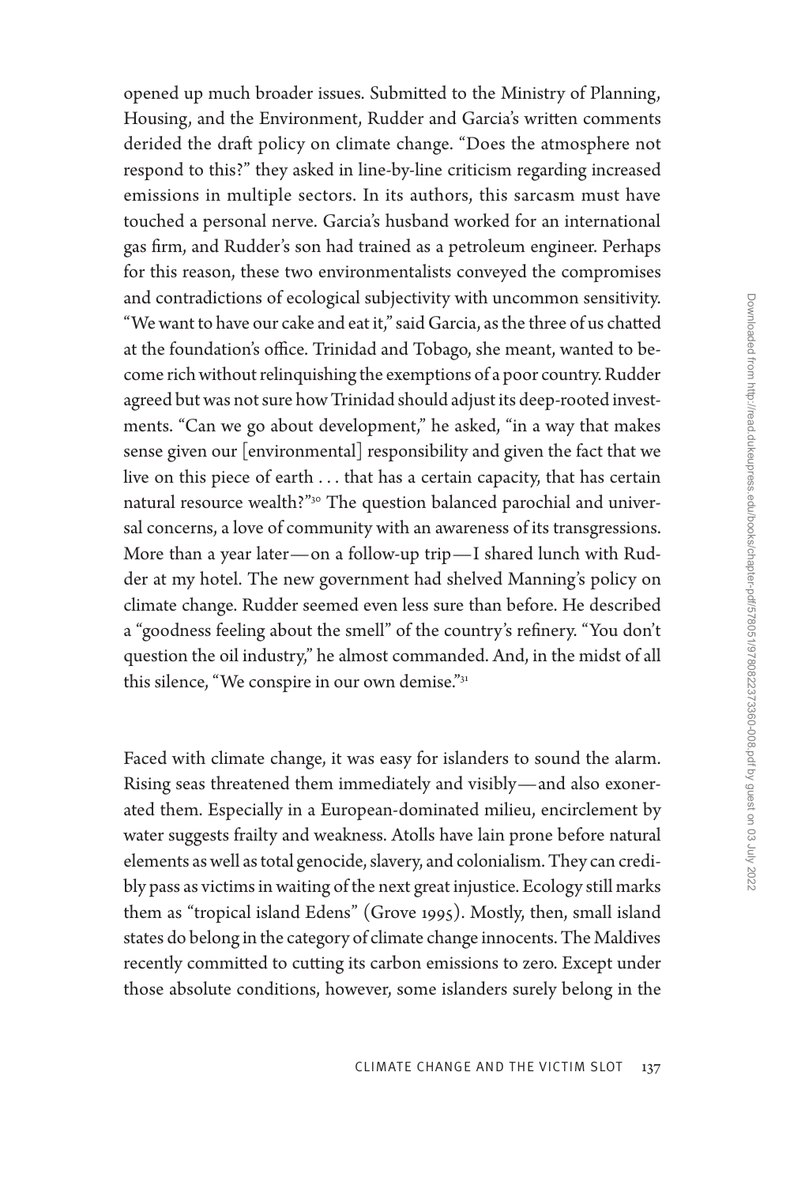opened up much broader issues. Submitted to the Ministry of Planning, Housing, and the Environment, Rudder and Garcia's written comments derided the draft policy on climate change. "Does the atmosphere not respond to this?" they asked in line-by-line criticism regarding increased emissions in multiple sectors. In its authors, this sarcasm must have touched a personal nerve. Garcia's husband worked for an international gas firm, and Rudder's son had trained as a petroleum engineer. Perhaps for this reason, these two environmentalists conveyed the compromises and contradictions of ecological subjectivity with uncommon sensitivity. "We want to have our cake and eat it," said Garcia, as the three of us chatted at the foundation's office. Trinidad and Tobago, she meant, wanted to become rich without relinquishing the exemptions of a poor country. Rudder agreed but was not sure how Trinidad should adjust its deep-rooted investments. "Can we go about development," he asked, "in a way that makes sense given our [environmental] responsibility and given the fact that we live on this piece of earth . . . that has a certain capacity, that has certain natural resource wealth?"[30] The question balanced parochial and universal concerns, a love of community with an awareness of its transgressions. More than a year later—on a follow-up trip—I shared lunch with Rudder at my hotel. The new government had shelved Manning's policy on climate change. Rudder seemed even less sure than before. He described a "goodness feeling about the smell" of the country's refinery. "You don't question the oil industry," he almost commanded. And, in the midst of all this silence, "We conspire in our own demise."[31]

Faced with climate change, it was easy for islanders to sound the alarm. Rising seas threatened them immediately and visibly—and also exonerated them. Especially in a European-dominated milieu, encirclement by water suggests frailty and weakness. Atolls have lain prone before natural elements as well as total genocide, slavery, and colonialism. They can credibly pass as victims in waiting of the next great injustice. Ecology still marks them as "tropical island Edens" (Grove 1995). Mostly, then, small island states do belong in the category of climate change innocents. The Maldives recently committed to cutting its carbon emissions to zero. Except under those absolute conditions, however, some islanders surely belong in the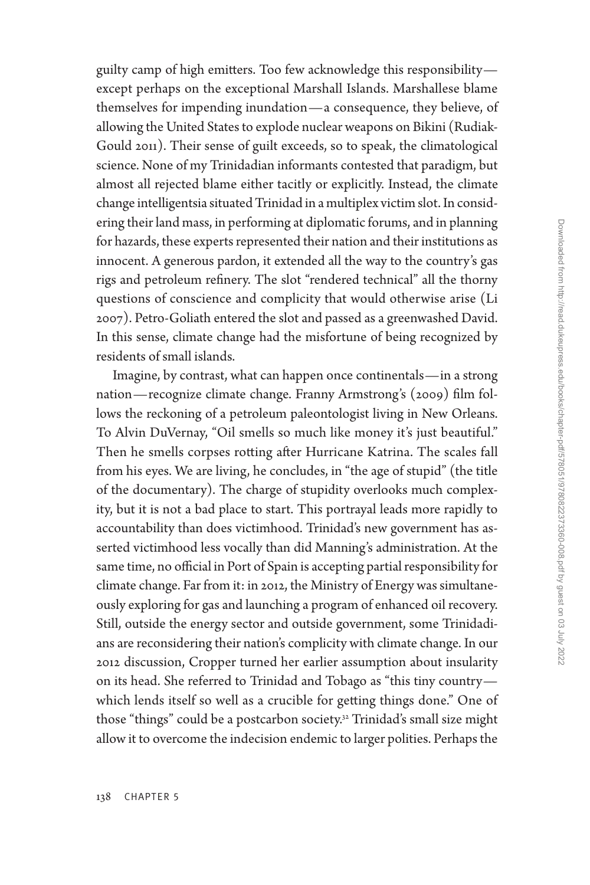guilty camp of high emitters. Too few acknowledge this responsibility—except perhaps on the exceptional Marshall Islands. Marshallese blame themselves for impending inundation—a consequence, they believe, of allowing the United States to explode nuclear weapons on Bikini (Rudiak-Gould 2011). Their sense of guilt exceeds, so to speak, the climatological science. None of my Trinidadian informants contested that paradigm, but almost all rejected blame either tacitly or explicitly. Instead, the climate change intelligentsia situated Trinidad in a multiplex victim slot. In considering their land mass, in performing at diplomatic forums, and in planning for hazards, these experts represented their nation and their institutions as innocent. A generous pardon, it extended all the way to the country's gas rigs and petroleum refinery. The slot "rendered technical" all the thorny questions of conscience and complicity that would otherwise arise (Li 2007). Petro-Goliath entered the slot and passed as a greenwashed David. In this sense, climate change had the misfortune of being recognized by residents of small islands.

Imagine, by contrast, what can happen once continentals—in a strong nation—recognize climate change. Franny Armstrong's (2009) film follows the reckoning of a petroleum paleontologist living in New Orleans. To Alvin DuVernay, "Oil smells so much like money it's just beautiful." Then he smells corpses rotting after Hurricane Katrina. The scales fall from his eyes. We are living, he concludes, in "the age of stupid" (the title of the documentary). The charge of stupidity overlooks much complexity, but it is not a bad place to start. This portrayal leads more rapidly to accountability than does victimhood. Trinidad's new government has asserted victimhood less vocally than did Manning's administration. At the same time, no official in Port of Spain is accepting partial responsibility for climate change. Far from it: in 2012, the Ministry of Energy was simultaneously exploring for gas and launching a program of enhanced oil recovery. Still, outside the energy sector and outside government, some Trinidadians are reconsidering their nation's complicity with climate change. In our 2012 discussion, Cropper turned her earlier assumption about insularity on its head. She referred to Trinidad and Tobago as "this tiny country—which lends itself so well as a crucible for getting things done." One of those "things" could be a postcarbon society.[32] Trinidad's small size might allow it to overcome the indecision endemic to larger polities. Perhaps the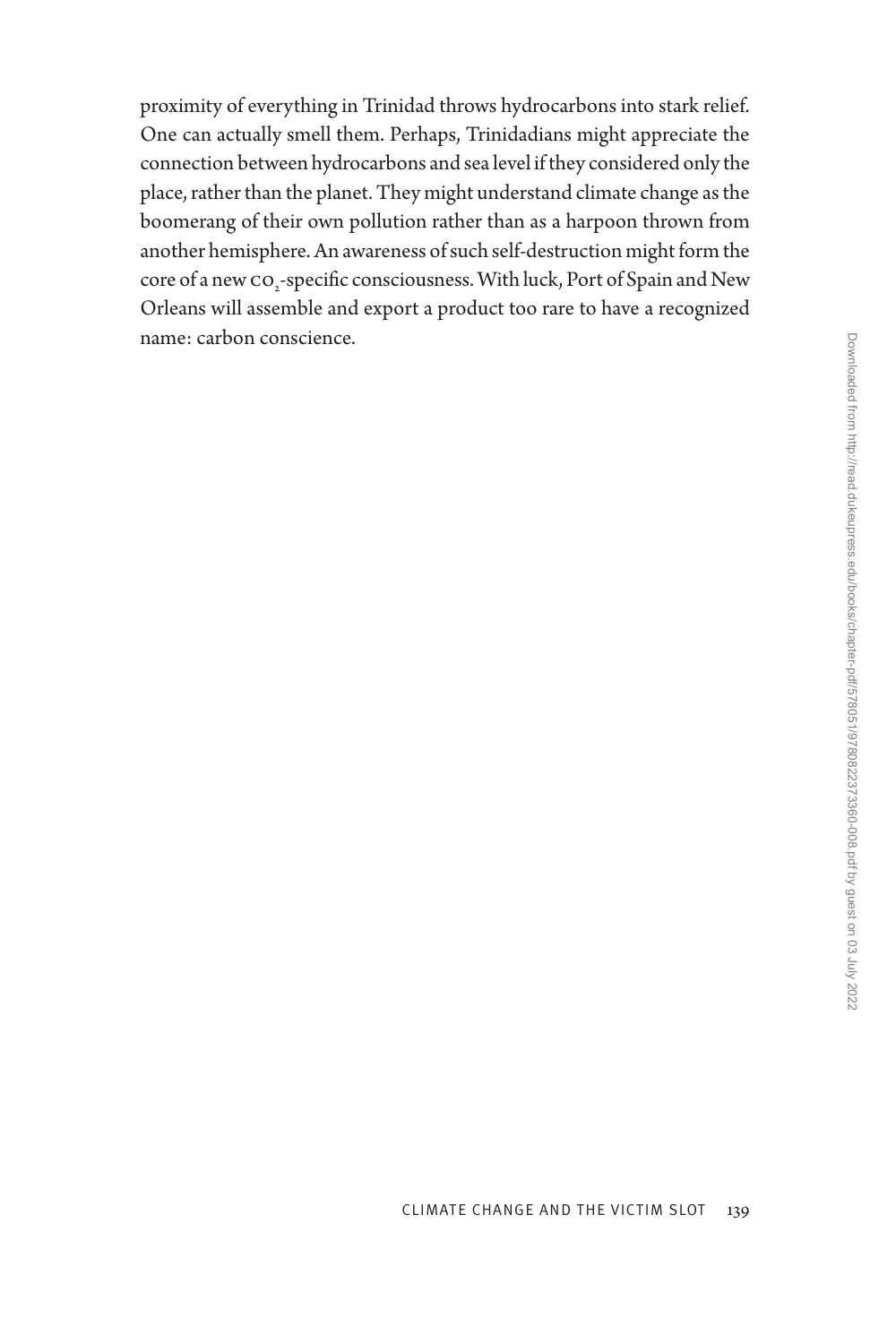proximity of everything in Trinidad throws hydrocarbons into stark relief. One can actually smell them. Perhaps, Trinidadians might appreciate the connection between hydrocarbons and sea level if they considered only the place, rather than the planet. They might understand climate change as the boomerang of their own pollution rather than as a harpoon thrown from another hemisphere. An awareness of such self-destruction might form the core of a new $CO_2$-specific consciousness. With luck, Port of Spain and New Orleans will assemble and export a product too rare to have a recognized name: carbon conscience.